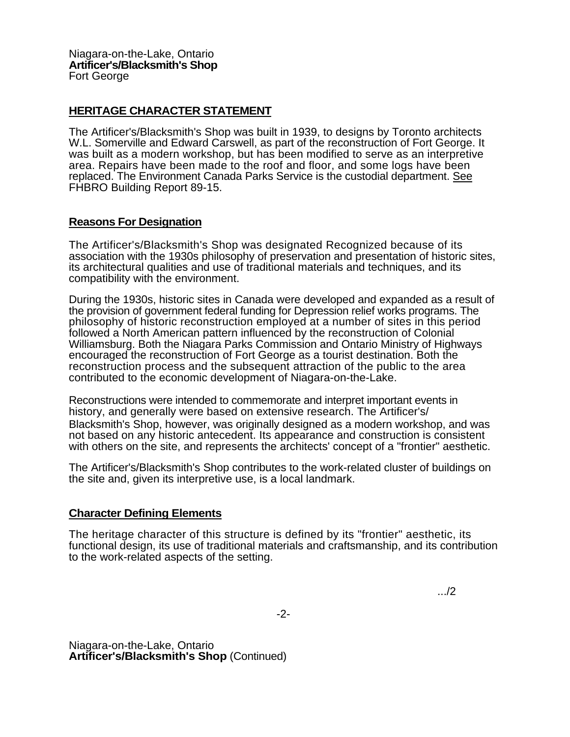Niagara-on-the-Lake, Ontario
**Artificer's/Blacksmith's Shop**
Fort George

## HERITAGE CHARACTER STATEMENT

The Artificer's/Blacksmith's Shop was built in 1939, to designs by Toronto architects W.L. Somerville and Edward Carswell, as part of the reconstruction of Fort George. It was built as a modern workshop, but has been modified to serve as an interpretive area. Repairs have been made to the roof and floor, and some logs have been replaced. The Environment Canada Parks Service is the custodial department. See FHBRO Building Report 89-15.

### Reasons For Designation

The Artificer's/Blacksmith's Shop was designated Recognized because of its association with the 1930s philosophy of preservation and presentation of historic sites, its architectural qualities and use of traditional materials and techniques, and its compatibility with the environment.

During the 1930s, historic sites in Canada were developed and expanded as a result of the provision of government federal funding for Depression relief works programs. The philosophy of historic reconstruction employed at a number of sites in this period followed a North American pattern influenced by the reconstruction of Colonial Williamsburg. Both the Niagara Parks Commission and Ontario Ministry of Highways encouraged the reconstruction of Fort George as a tourist destination. Both the reconstruction process and the subsequent attraction of the public to the area contributed to the economic development of Niagara-on-the-Lake.

Reconstructions were intended to commemorate and interpret important events in history, and generally were based on extensive research. The Artificer's/ Blacksmith's Shop, however, was originally designed as a modern workshop, and was not based on any historic antecedent. Its appearance and construction is consistent with others on the site, and represents the architects' concept of a "frontier" aesthetic.

The Artificer's/Blacksmith's Shop contributes to the work-related cluster of buildings on the site and, given its interpretive use, is a local landmark.

### Character Defining Elements

The heritage character of this structure is defined by its "frontier" aesthetic, its functional design, its use of traditional materials and craftsmanship, and its contribution to the work-related aspects of the setting.

.../2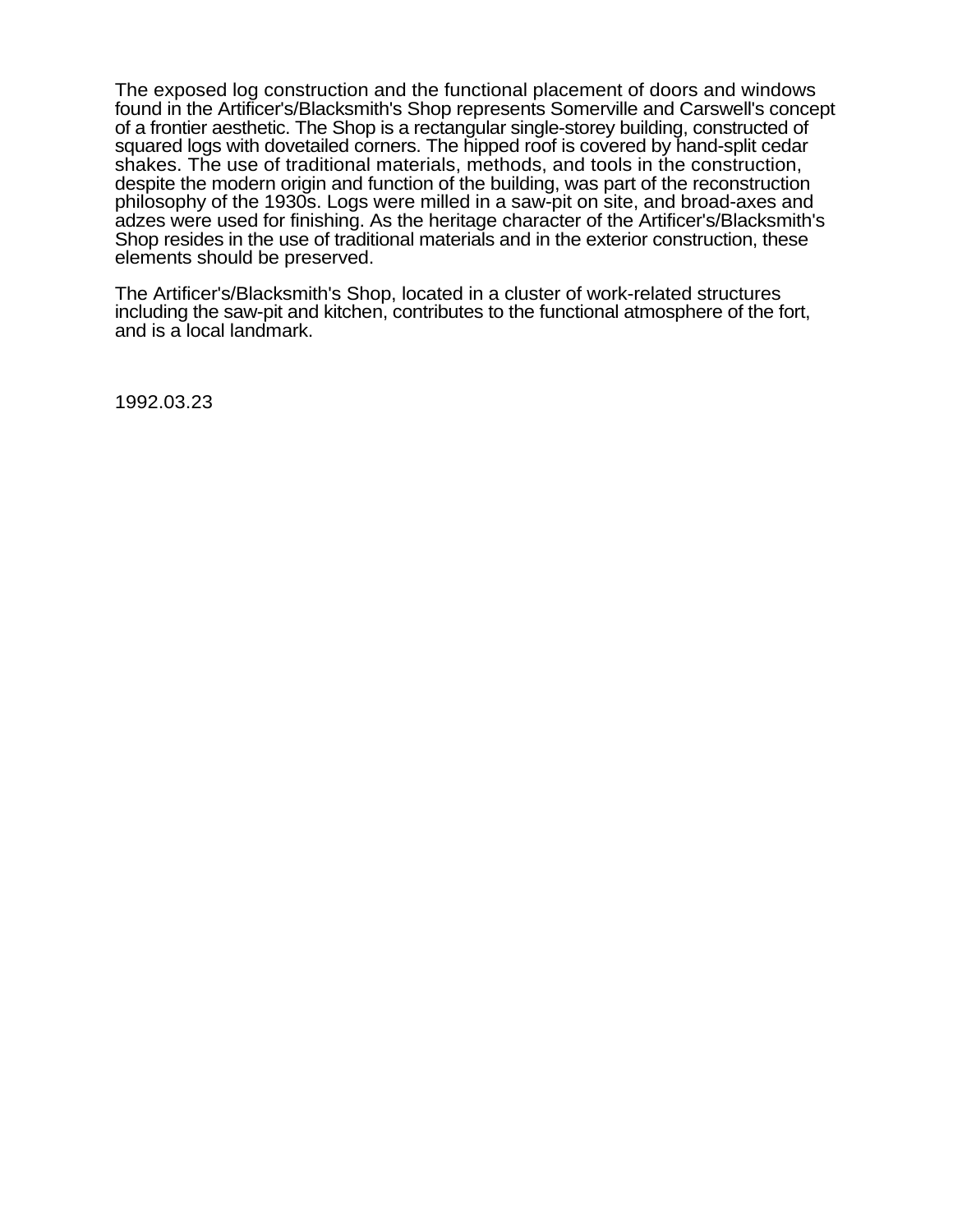The exposed log construction and the functional placement of doors and windows found in the Artificer's/Blacksmith's Shop represents Somerville and Carswell's concept of a frontier aesthetic. The Shop is a rectangular single-storey building, constructed of squared logs with dovetailed corners. The hipped roof is covered by hand-split cedar shakes. The use of traditional materials, methods, and tools in the construction, despite the modern origin and function of the building, was part of the reconstruction philosophy of the 1930s. Logs were milled in a saw-pit on site, and broad-axes and adzes were used for finishing. As the heritage character of the Artificer's/Blacksmith's Shop resides in the use of traditional materials and in the exterior construction, these elements should be preserved.

The Artificer's/Blacksmith's Shop, located in a cluster of work-related structures including the saw-pit and kitchen, contributes to the functional atmosphere of the fort, and is a local landmark.

1992.03.23